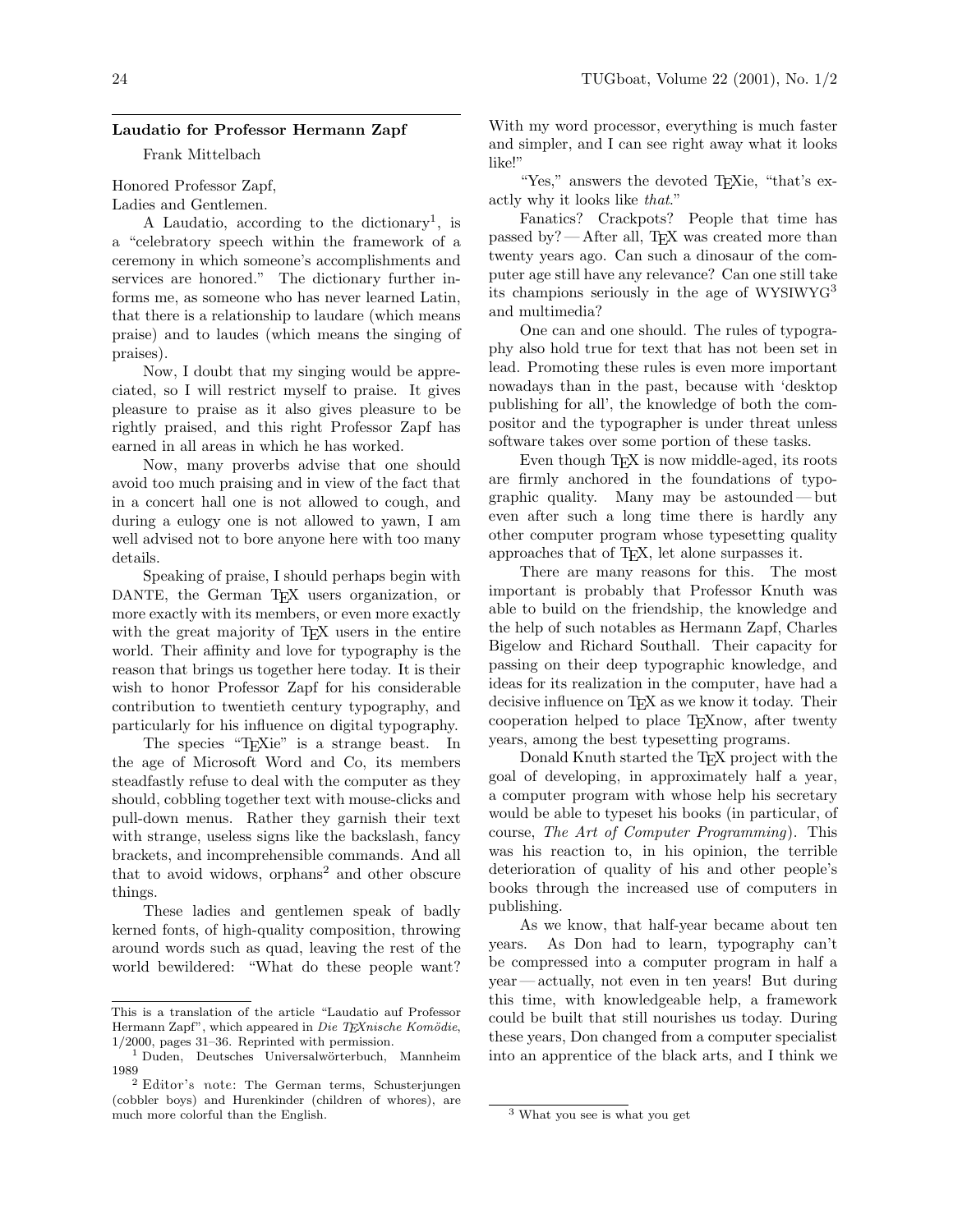## Laudatio for Professor Hermann Zapf

Frank Mittelbach

Honored Professor Zapf,
Ladies and Gentlemen.

A Laudatio, according to the dictionary[1], is a "celebratory speech within the framework of a ceremony in which someone's accomplishments and services are honored." The dictionary further informs me, as someone who has never learned Latin, that there is a relationship to laudare (which means praise) and to laudes (which means the singing of praises).

Now, I doubt that my singing would be appreciated, so I will restrict myself to praise. It gives pleasure to praise as it also gives pleasure to be rightly praised, and this right Professor Zapf has earned in all areas in which he has worked.

Now, many proverbs advise that one should avoid too much praising and in view of the fact that in a concert hall one is not allowed to cough, and during a eulogy one is not allowed to yawn, I am well advised not to bore anyone here with too many details.

Speaking of praise, I should perhaps begin with DANTE, the German TeX users organization, or more exactly with its members, or even more exactly with the great majority of TeX users in the entire world. Their affinity and love for typography is the reason that brings us together here today. It is their wish to honor Professor Zapf for his considerable contribution to twentieth century typography, and particularly for his influence on digital typography.

The species "TeXie" is a strange beast. In the age of Microsoft Word and Co, its members steadfastly refuse to deal with the computer as they should, cobbling together text with mouse-clicks and pull-down menus. Rather they garnish their text with strange, useless signs like the backslash, fancy brackets, and incomprehensible commands. And all that to avoid widows, orphans[2] and other obscure things.

These ladies and gentlemen speak of badly kerned fonts, of high-quality composition, throwing around words such as quad, leaving the rest of the world bewildered: "What do these people want? With my word processor, everything is much faster and simpler, and I can see right away what it looks like!"

"Yes," answers the devoted TeXie, "that's exactly why it looks like *that*."

Fanatics? Crackpots? People that time has passed by? — After all, TeX was created more than twenty years ago. Can such a dinosaur of the computer age still have any relevance? Can one still take its champions seriously in the age of WYSIWYG[3] and multimedia?

One can and one should. The rules of typography also hold true for text that has not been set in lead. Promoting these rules is even more important nowadays than in the past, because with 'desktop publishing for all', the knowledge of both the compositor and the typographer is under threat unless software takes over some portion of these tasks.

Even though TeX is now middle-aged, its roots are firmly anchored in the foundations of typographic quality. Many may be astounded — but even after such a long time there is hardly any other computer program whose typesetting quality approaches that of TeX, let alone surpasses it.

There are many reasons for this. The most important is probably that Professor Knuth was able to build on the friendship, the knowledge and the help of such notables as Hermann Zapf, Charles Bigelow and Richard Southall. Their capacity for passing on their deep typographic knowledge, and ideas for its realization in the computer, have had a decisive influence on TeX as we know it today. Their cooperation helped to place TeXnow, after twenty years, among the best typesetting programs.

Donald Knuth started the TeX project with the goal of developing, in approximately half a year, a computer program with whose help his secretary would be able to typeset his books (in particular, of course, *The Art of Computer Programming*). This was his reaction to, in his opinion, the terrible deterioration of quality of his and other people's books through the increased use of computers in publishing.

As we know, that half-year became about ten years. As Don had to learn, typography can't be compressed into a computer program in half a year — actually, not even in ten years! But during this time, with knowledgeable help, a framework could be built that still nourishes us today. During these years, Don changed from a computer specialist into an apprentice of the black arts, and I think we

---

This is a translation of the article "Laudatio auf Professor Hermann Zapf", which appeared in *Die TeXnische Komödie*, 1/2000, pages 31–36. Reprinted with permission.

[1] Duden, Deutsches Universalwörterbuch, Mannheim 1989

[2] Editor's note: The German terms, Schusterjungen (cobbler boys) and Hurenkinder (children of whores), are much more colorful than the English.

[3] What you see is what you get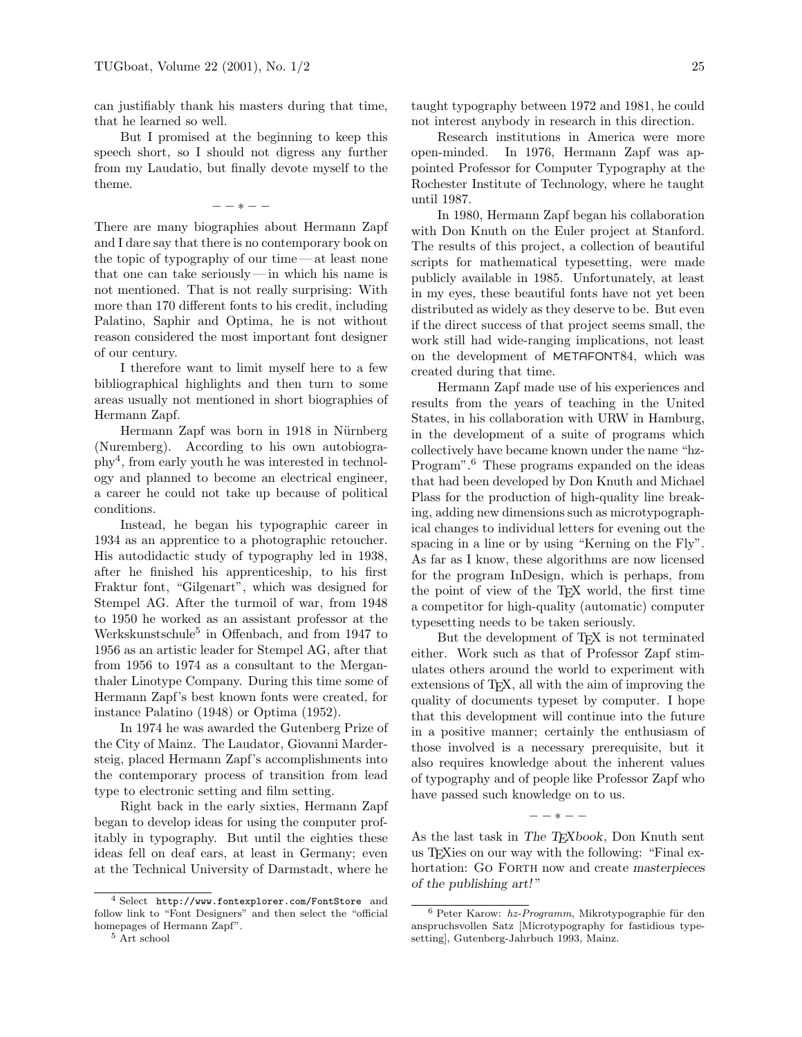can justifiably thank his masters during that time, that he learned so well.

But I promised at the beginning to keep this speech short, so I should not digress any further from my Laudatio, but finally devote myself to the theme.

– – ∗ – –

There are many biographies about Hermann Zapf and I dare say that there is no contemporary book on the topic of typography of our time — at least none that one can take seriously — in which his name is not mentioned. That is not really surprising: With more than 170 different fonts to his credit, including Palatino, Saphir and Optima, he is not without reason considered the most important font designer of our century.

I therefore want to limit myself here to a few bibliographical highlights and then turn to some areas usually not mentioned in short biographies of Hermann Zapf.

Hermann Zapf was born in 1918 in Nürnberg (Nuremberg). According to his own autobiography[4], from early youth he was interested in technology and planned to become an electrical engineer, a career he could not take up because of political conditions.

Instead, he began his typographic career in 1934 as an apprentice to a photographic retoucher. His autodidactic study of typography led in 1938, after he finished his apprenticeship, to his first Fraktur font, "Gilgenart", which was designed for Stempel AG. After the turmoil of war, from 1948 to 1950 he worked as an assistant professor at the Werkskunstschule[5] in Offenbach, and from 1947 to 1956 as an artistic leader for Stempel AG, after that from 1956 to 1974 as a consultant to the Merganthaler Linotype Company. During this time some of Hermann Zapf's best known fonts were created, for instance Palatino (1948) or Optima (1952).

In 1974 he was awarded the Gutenberg Prize of the City of Mainz. The Laudator, Giovanni Mardersteig, placed Hermann Zapf's accomplishments into the contemporary process of transition from lead type to electronic setting and film setting.

Right back in the early sixties, Hermann Zapf began to develop ideas for using the computer profitably in typography. But until the eighties these ideas fell on deaf ears, at least in Germany; even at the Technical University of Darmstadt, where he taught typography between 1972 and 1981, he could not interest anybody in research in this direction.

Research institutions in America were more open-minded. In 1976, Hermann Zapf was appointed Professor for Computer Typography at the Rochester Institute of Technology, where he taught until 1987.

In 1980, Hermann Zapf began his collaboration with Don Knuth on the Euler project at Stanford. The results of this project, a collection of beautiful scripts for mathematical typesetting, were made publicly available in 1985. Unfortunately, at least in my eyes, these beautiful fonts have not yet been distributed as widely as they deserve to be. But even if the direct success of that project seems small, the work still had wide-ranging implications, not least on the development of METAFONT84, which was created during that time.

Hermann Zapf made use of his experiences and results from the years of teaching in the United States, in his collaboration with URW in Hamburg, in the development of a suite of programs which collectively have became known under the name "hz-Program".[6] These programs expanded on the ideas that had been developed by Don Knuth and Michael Plass for the production of high-quality line breaking, adding new dimensions such as microtypographical changes to individual letters for evening out the spacing in a line or by using "Kerning on the Fly". As far as I know, these algorithms are now licensed for the program InDesign, which is perhaps, from the point of view of the TeX world, the first time a competitor for high-quality (automatic) computer typesetting needs to be taken seriously.

But the development of TeX is not terminated either. Work such as that of Professor Zapf stimulates others around the world to experiment with extensions of TeX, all with the aim of improving the quality of documents typeset by computer. I hope that this development will continue into the future in a positive manner; certainly the enthusiasm of those involved is a necessary prerequisite, but it also requires knowledge about the inherent values of typography and of people like Professor Zapf who have passed such knowledge on to us.

– – ∗ – –

As the last task in *The TeXbook*, Don Knuth sent us TeXies on our way with the following: "Final exhortation: Go Forth now and create *masterpieces of the publishing art!*"

---

[4] Select `http://www.fontexplorer.com/FontStore` and follow link to "Font Designers" and then select the "official homepages of Hermann Zapf".

[5] Art school

[6] Peter Karow: *hz-Programm*, Mikrotypographie für den anspruchsvollen Satz [Microtypography for fastidious typesetting], Gutenberg-Jahrbuch 1993, Mainz.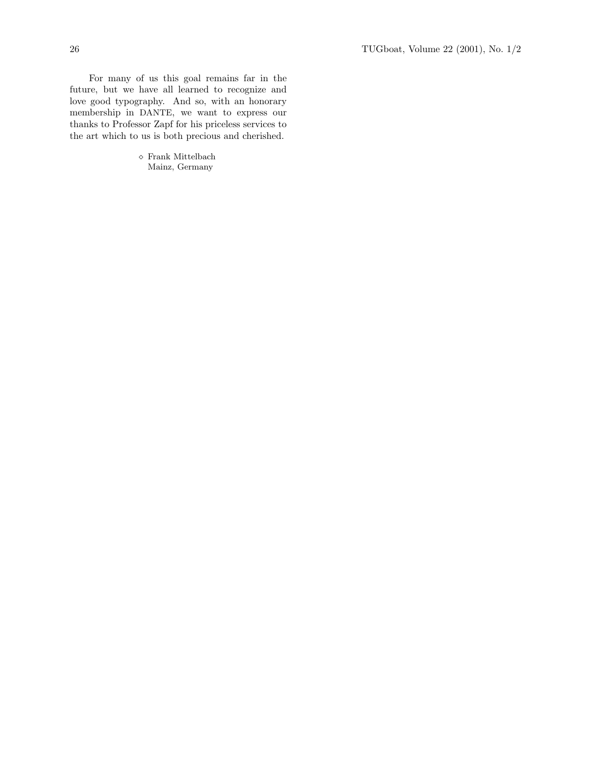For many of us this goal remains far in the future, but we have all learned to recognize and love good typography. And so, with an honorary membership in DANTE, we want to express our thanks to Professor Zapf for his priceless services to the art which to us is both precious and cherished.

⋄ Frank Mittelbach  
Mainz, Germany